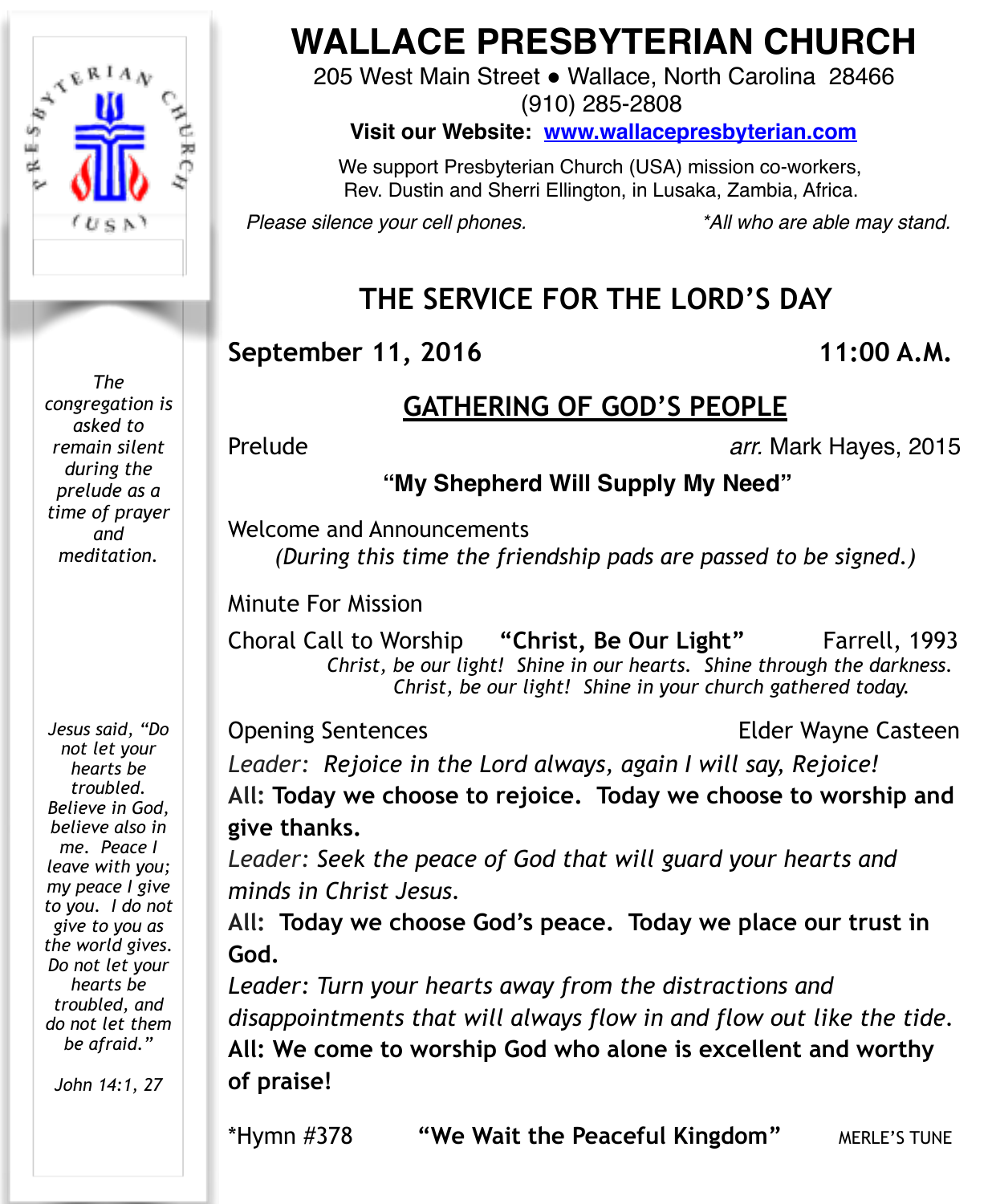# WALLACE PRESBYTERIAN CHURCH

205 West Main Street • Wallace, North Carolina 28466
(910) 285-2808

**Visit our Website: www.wallacepresbyterian.com**

We support Presbyterian Church (USA) mission co-workers, Rev. Dustin and Sherri Ellington, in Lusaka, Zambia, Africa.

*Please silence your cell phones.* *\*All who are able may stand.*

*The congregation is asked to remain silent during the prelude as a time of prayer and meditation.*

*Jesus said, "Do not let your hearts be troubled. Believe in God, believe also in me. Peace I leave with you; my peace I give to you. I do not give to you as the world gives. Do not let your hearts be troubled, and do not let them be afraid."*

*John 14:1, 27*

## THE SERVICE FOR THE LORD'S DAY

**September 11, 2016** **11:00 A.M.**

### GATHERING OF GOD'S PEOPLE

Prelude *arr.* Mark Hayes, 2015

**"My Shepherd Will Supply My Need"**

Welcome and Announcements

*(During this time the friendship pads are passed to be signed.)*

Minute For Mission

Choral Call to Worship **"Christ, Be Our Light"** Farrell, 1993

*Christ, be our light! Shine in our hearts. Shine through the darkness.*
*Christ, be our light! Shine in your church gathered today.*

Opening Sentences Elder Wayne Casteen

*Leader: Rejoice in the Lord always, again I will say, Rejoice!*

**All: Today we choose to rejoice. Today we choose to worship and give thanks.**

*Leader: Seek the peace of God that will guard your hearts and minds in Christ Jesus.*

**All: Today we choose God's peace. Today we place our trust in God.**

*Leader: Turn your hearts away from the distractions and disappointments that will always flow in and flow out like the tide.*

**All: We come to worship God who alone is excellent and worthy of praise!**

\*Hymn #378 **"We Wait the Peaceful Kingdom"** MERLE'S TUNE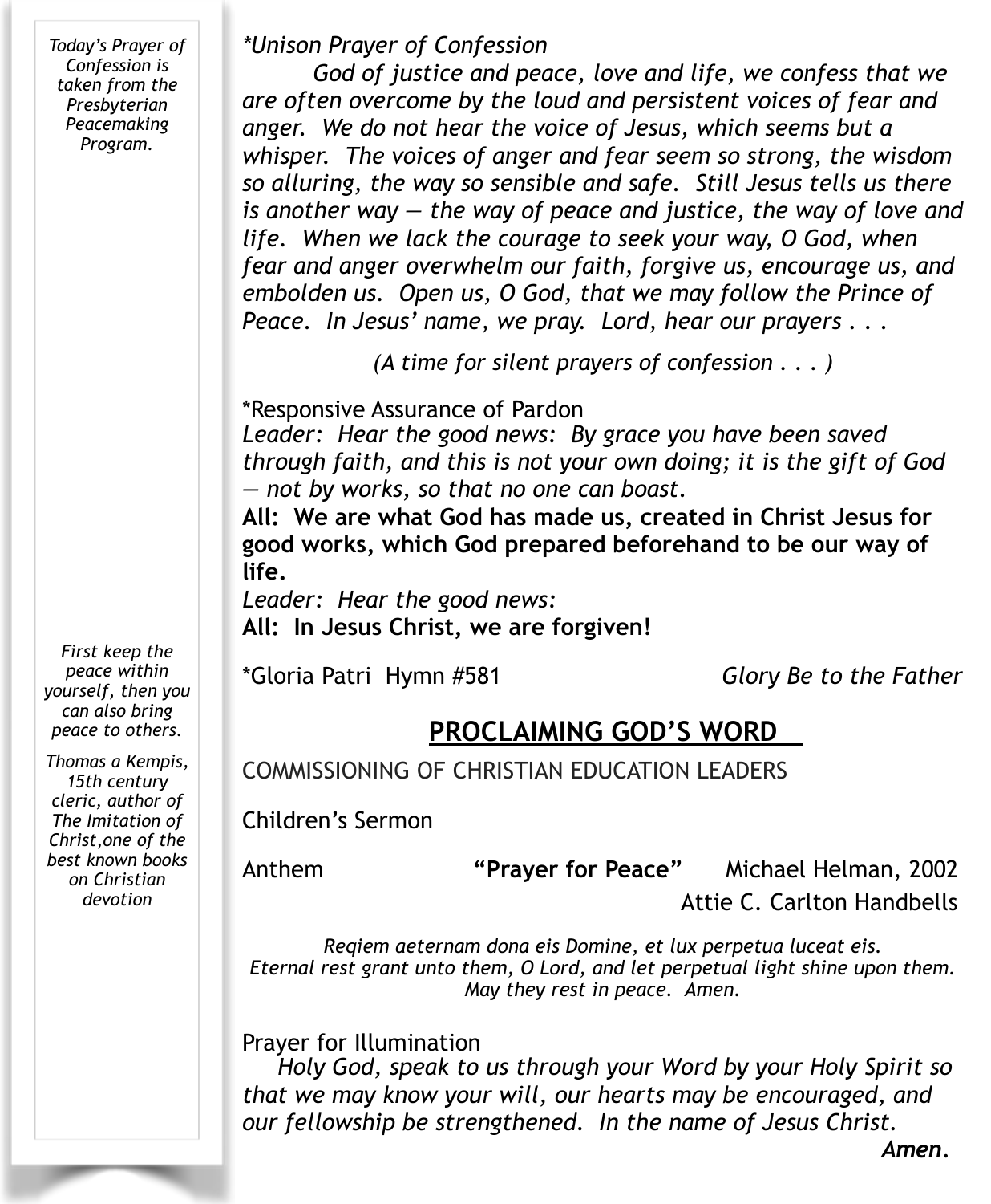*Today's Prayer of Confession is taken from the Presbyterian Peacemaking Program.*

**Unison Prayer of Confession*

*God of justice and peace, love and life, we confess that we are often overcome by the loud and persistent voices of fear and anger. We do not hear the voice of Jesus, which seems but a whisper. The voices of anger and fear seem so strong, the wisdom so alluring, the way so sensible and safe. Still Jesus tells us there is another way — the way of peace and justice, the way of love and life. When we lack the courage to seek your way, O God, when fear and anger overwhelm our faith, forgive us, encourage us, and embolden us. Open us, O God, that we may follow the Prince of Peace. In Jesus' name, we pray. Lord, hear our prayers . . .*

*(A time for silent prayers of confession . . . )*

*Responsive Assurance of Pardon

*Leader: Hear the good news: By grace you have been saved through faith, and this is not your own doing; it is the gift of God — not by works, so that no one can boast.*

**All: We are what God has made us, created in Christ Jesus for good works, which God prepared beforehand to be our way of life.**

*Leader: Hear the good news:*

**All: In Jesus Christ, we are forgiven!**

*Gloria Patri Hymn #581 *Glory Be to the Father*

*First keep the peace within yourself, then you can also bring peace to others.*

*Thomas a Kempis, 15th century cleric, author of The Imitation of Christ,one of the best known books on Christian devotion*

## PROCLAIMING GOD'S WORD

COMMISSIONING OF CHRISTIAN EDUCATION LEADERS

Children's Sermon

Anthem **"Prayer for Peace"** Michael Helman, 2002

Attie C. Carlton Handbells

*Reqiem aeternam dona eis Domine, et lux perpetua luceat eis.*
*Eternal rest grant unto them, O Lord, and let perpetual light shine upon them.*
*May they rest in peace. Amen.*

Prayer for Illumination

*Holy God, speak to us through your Word by your Holy Spirit so that we may know your will, our hearts may be encouraged, and our fellowship be strengthened. In the name of Jesus Christ.*
***Amen.***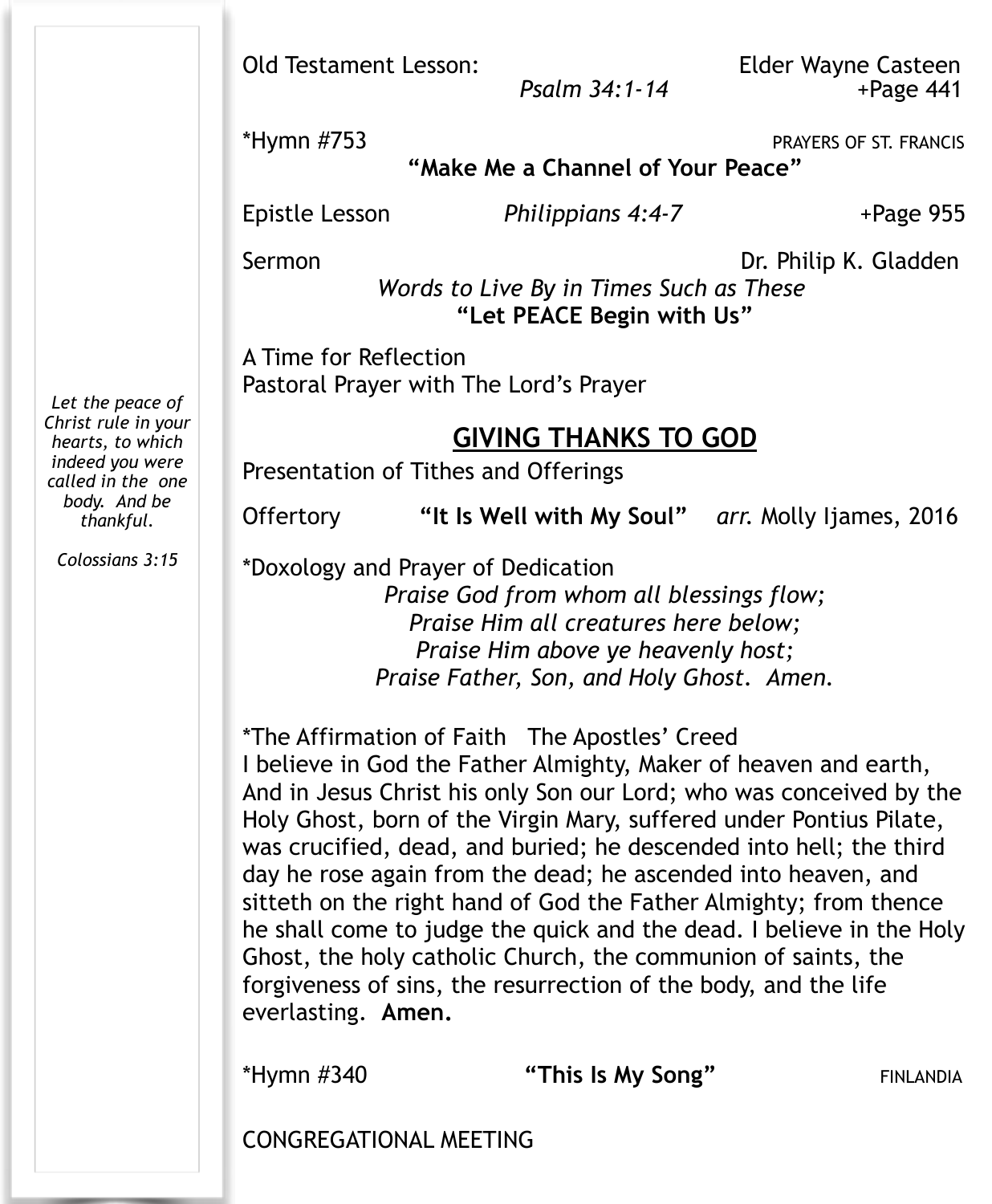*Let the peace of Christ rule in your hearts, to which indeed you were called in the one body. And be thankful.*

*Colossians 3:15*

Old Testament Lesson: Elder Wayne Casteen
*Psalm 34:1-14* +Page 441

*Hymn #753 PRAYERS OF ST. FRANCIS
**"Make Me a Channel of Your Peace"**

Epistle Lesson *Philippians 4:4-7* +Page 955

Sermon Dr. Philip K. Gladden
*Words to Live By in Times Such as These*
**"Let PEACE Begin with Us"**

A Time for Reflection
Pastoral Prayer with The Lord's Prayer

## GIVING THANKS TO GOD

Presentation of Tithes and Offerings

Offertory **"It Is Well with My Soul"** *arr.* Molly Ijames, 2016

*Doxology and Prayer of Dedication

*Praise God from whom all blessings flow;*
*Praise Him all creatures here below;*
*Praise Him above ye heavenly host;*
*Praise Father, Son, and Holy Ghost. Amen.*

*The Affirmation of Faith The Apostles' Creed
I believe in God the Father Almighty, Maker of heaven and earth, And in Jesus Christ his only Son our Lord; who was conceived by the Holy Ghost, born of the Virgin Mary, suffered under Pontius Pilate, was crucified, dead, and buried; he descended into hell; the third day he rose again from the dead; he ascended into heaven, and sitteth on the right hand of God the Father Almighty; from thence he shall come to judge the quick and the dead. I believe in the Holy Ghost, the holy catholic Church, the communion of saints, the forgiveness of sins, the resurrection of the body, and the life everlasting. **Amen.**

*Hymn #340 **"This Is My Song"** FINLANDIA

CONGREGATIONAL MEETING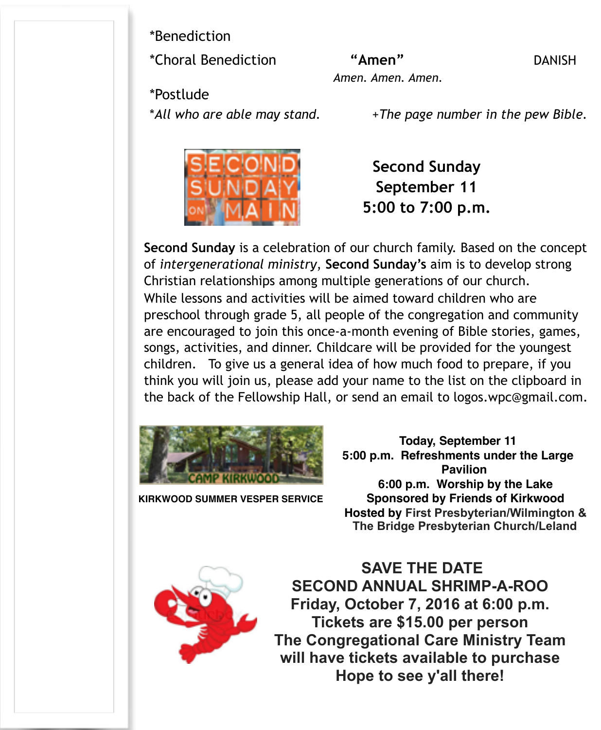*Benediction

*Choral Benediction "Amen" DANISH

*Amen. Amen. Amen.*

*Postlude

**All who are able may stand.* *+The page number in the pew Bible.*

**Second Sunday**
**September 11**
**5:00 to 7:00 p.m.**

**Second Sunday** is a celebration of our church family. Based on the concept of *intergenerational ministry*, **Second Sunday's** aim is to develop strong Christian relationships among multiple generations of our church. While lessons and activities will be aimed toward children who are preschool through grade 5, all people of the congregation and community are encouraged to join this once-a-month evening of Bible stories, games, songs, activities, and dinner. Childcare will be provided for the youngest children. To give us a general idea of how much food to prepare, if you think you will join us, please add your name to the list on the clipboard in the back of the Fellowship Hall, or send an email to logos.wpc@gmail.com.

**KIRKWOOD SUMMER VESPER SERVICE**

**Today, September 11**
**5:00 p.m. Refreshments under the Large Pavilion**
**6:00 p.m. Worship by the Lake**
**Sponsored by Friends of Kirkwood**
**Hosted by First Presbyterian/Wilmington & The Bridge Presbyterian Church/Leland**

**SAVE THE DATE**
**SECOND ANNUAL SHRIMP-A-ROO**
**Friday, October 7, 2016 at 6:00 p.m.**
**Tickets are $15.00 per person**
**The Congregational Care Ministry Team will have tickets available to purchase**
**Hope to see y'all there!**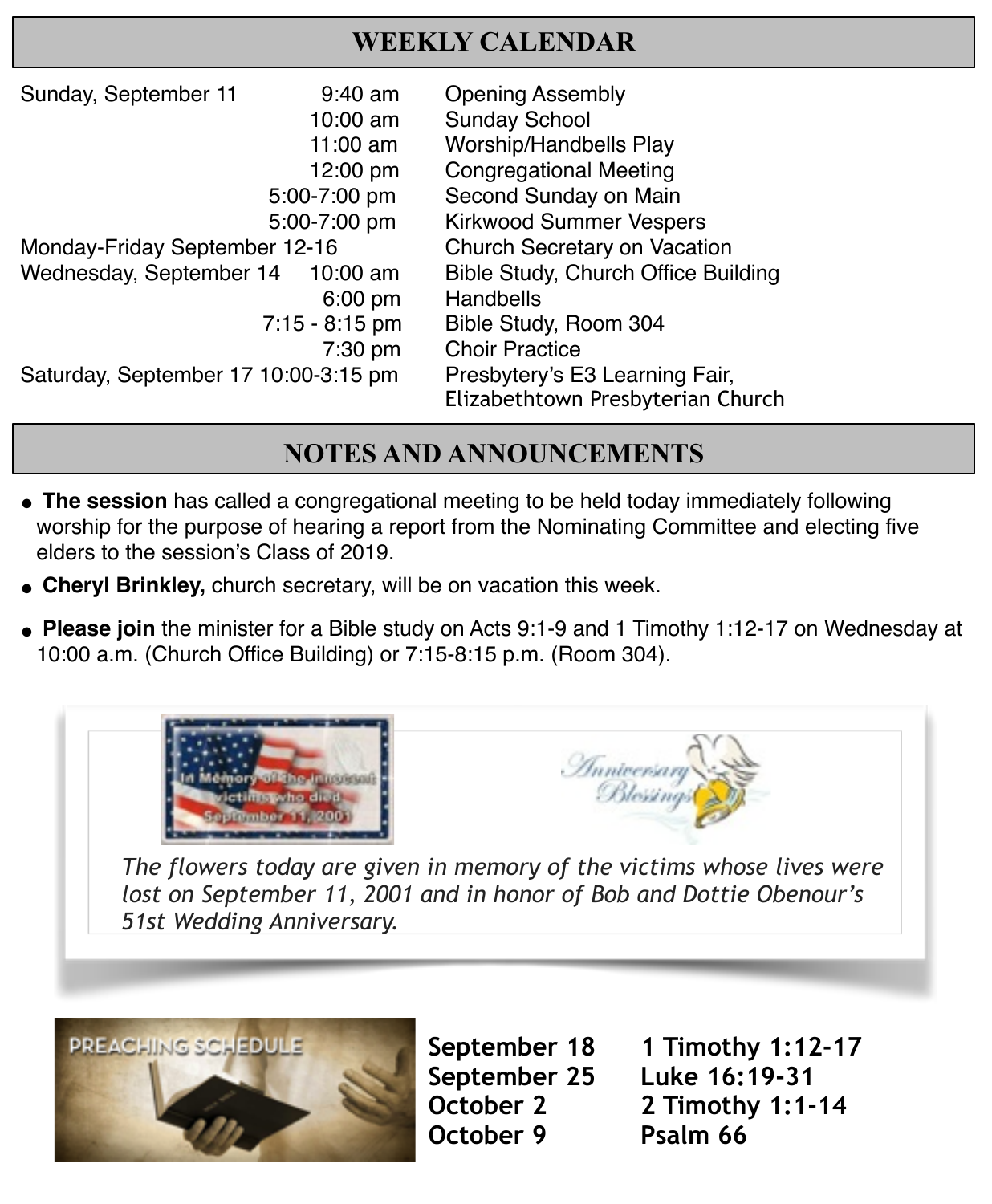## WEEKLY CALENDAR

| | | |
|---|---|---|
| Sunday, September 11 | 9:40 am | Opening Assembly |
| | 10:00 am | Sunday School |
| | 11:00 am | Worship/Handbells Play |
| | 12:00 pm | Congregational Meeting |
| | 5:00-7:00 pm | Second Sunday on Main |
| | 5:00-7:00 pm | Kirkwood Summer Vespers |
| Monday-Friday September 12-16 | | Church Secretary on Vacation |
| Wednesday, September 14 | 10:00 am | Bible Study, Church Office Building |
| | 6:00 pm | Handbells |
| | 7:15 - 8:15 pm | Bible Study, Room 304 |
| | 7:30 pm | Choir Practice |
| Saturday, September 17 | 10:00-3:15 pm | Presbytery's E3 Learning Fair, Elizabethtown Presbyterian Church |

## NOTES AND ANNOUNCEMENTS

- **The session** has called a congregational meeting to be held today immediately following worship for the purpose of hearing a report from the Nominating Committee and electing five elders to the session's Class of 2019.
- **Cheryl Brinkley,** church secretary, will be on vacation this week.
- **Please join** the minister for a Bible study on Acts 9:1-9 and 1 Timothy 1:12-17 on Wednesday at 10:00 a.m. (Church Office Building) or 7:15-8:15 p.m. (Room 304).

In Memory of the innocent victims who died September 11, 2001

Anniversary Blessings

*The flowers today are given in memory of the victims whose lives were lost on September 11, 2001 and in honor of Bob and Dottie Obenour's 51st Wedding Anniversary.*

PREACHING SCHEDULE

| | |
|---|---|
| **September 18** | **1 Timothy 1:12-17** |
| **September 25** | **Luke 16:19-31** |
| **October 2** | **2 Timothy 1:1-14** |
| **October 9** | **Psalm 66** |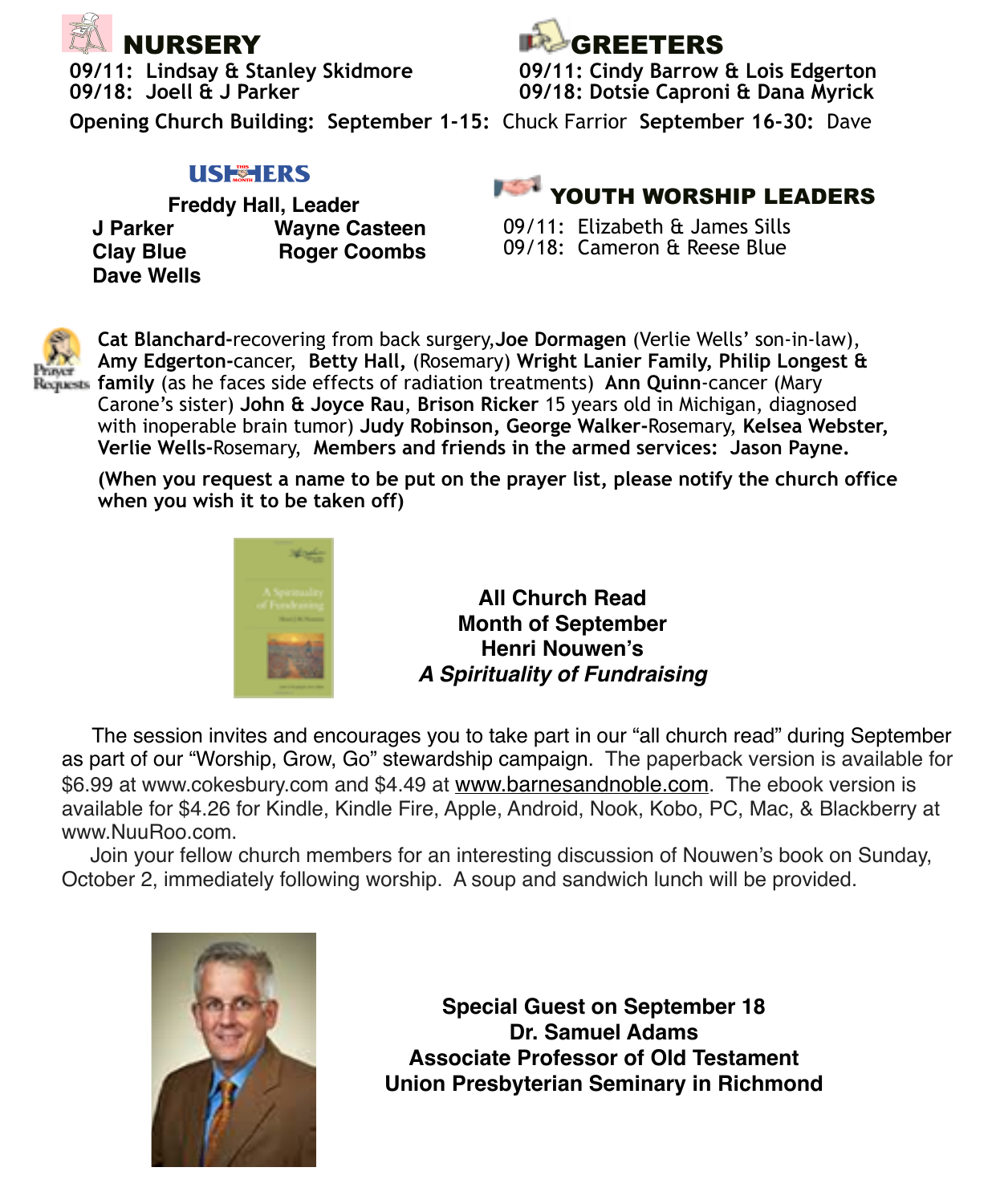## NURSERY

09/11: Lindsay & Stanley Skidmore
09/18: Joell & J Parker

## GREETERS

09/11: Cindy Barrow & Lois Edgerton
09/18: Dotsie Caproni & Dana Myrick

**Opening Church Building: September 1-15:** Chuck Farrior **September 16-30:** Dave

## USHERS

**Freddy Hall, Leader**

**J Parker**
**Clay Blue**
**Dave Wells**
**Wayne Casteen**
**Roger Coombs**

## YOUTH WORSHIP LEADERS

09/11: Elizabeth & James Sills
09/18: Cameron & Reese Blue

## Prayer Requests

**Cat Blanchard-**recovering from back surgery,**Joe Dormagen** (Verlie Wells' son-in-law), **Amy Edgerton-**cancer, **Betty Hall,** (Rosemary) **Wright Lanier Family, Philip Longest & family** (as he faces side effects of radiation treatments) **Ann Quinn**-cancer (Mary Carone's sister) **John & Joyce Rau**, **Brison Ricker** 15 years old in Michigan, diagnosed with inoperable brain tumor) **Judy Robinson, George Walker-**Rosemary, **Kelsea Webster, Verlie Wells-**Rosemary, **Members and friends in the armed services: Jason Payne.**

**(When you request a name to be put on the prayer list, please notify the church office when you wish it to be taken off)**

**All Church Read**
**Month of September**
**Henri Nouwen's**
***A Spirituality of Fundraising***

The session invites and encourages you to take part in our "all church read" during September as part of our "Worship, Grow, Go" stewardship campaign. The paperback version is available for $6.99 at www.cokesbury.com and $4.49 at www.barnesandnoble.com. The ebook version is available for $4.26 for Kindle, Kindle Fire, Apple, Android, Nook, Kobo, PC, Mac, & Blackberry at www.NuuRoo.com.

Join your fellow church members for an interesting discussion of Nouwen's book on Sunday, October 2, immediately following worship. A soup and sandwich lunch will be provided.

**Special Guest on September 18**
**Dr. Samuel Adams**
**Associate Professor of Old Testament**
**Union Presbyterian Seminary in Richmond**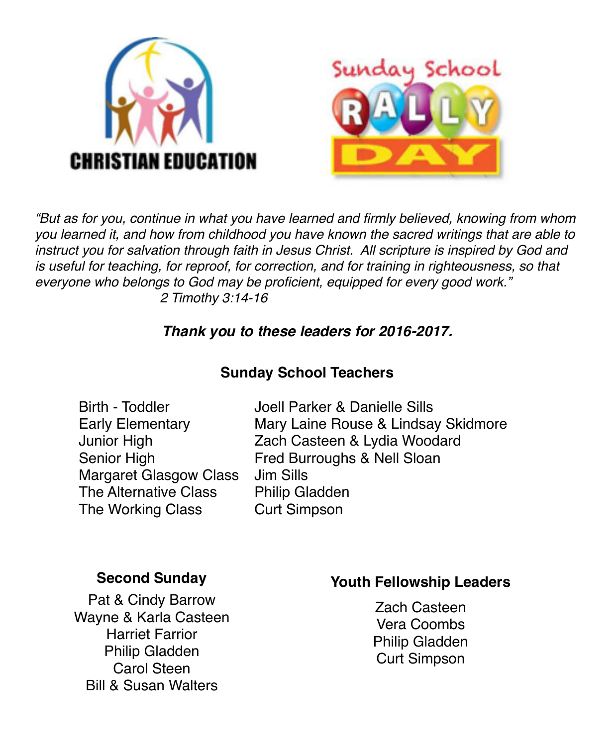CHRISTIAN EDUCATION

Sunday School RALLY DAY

*"But as for you, continue in what you have learned and firmly believed, knowing from whom you learned it, and how from childhood you have known the sacred writings that are able to instruct you for salvation through faith in Jesus Christ. All scripture is inspired by God and is useful for teaching, for reproof, for correction, and for training in righteousness, so that everyone who belongs to God may be proficient, equipped for every good work."*
*2 Timothy 3:14-16*

***Thank you to these leaders for 2016-2017.***

**Sunday School Teachers**

| | |
|---|---|
| Birth - Toddler | Joell Parker & Danielle Sills |
| Early Elementary | Mary Laine Rouse & Lindsay Skidmore |
| Junior High | Zach Casteen & Lydia Woodard |
| Senior High | Fred Burroughs & Nell Sloan |
| Margaret Glasgow Class | Jim Sills |
| The Alternative Class | Philip Gladden |
| The Working Class | Curt Simpson |

**Second Sunday**

Pat & Cindy Barrow
Wayne & Karla Casteen
Harriet Farrior
Philip Gladden
Carol Steen
Bill & Susan Walters

**Youth Fellowship Leaders**

Zach Casteen
Vera Coombs
Philip Gladden
Curt Simpson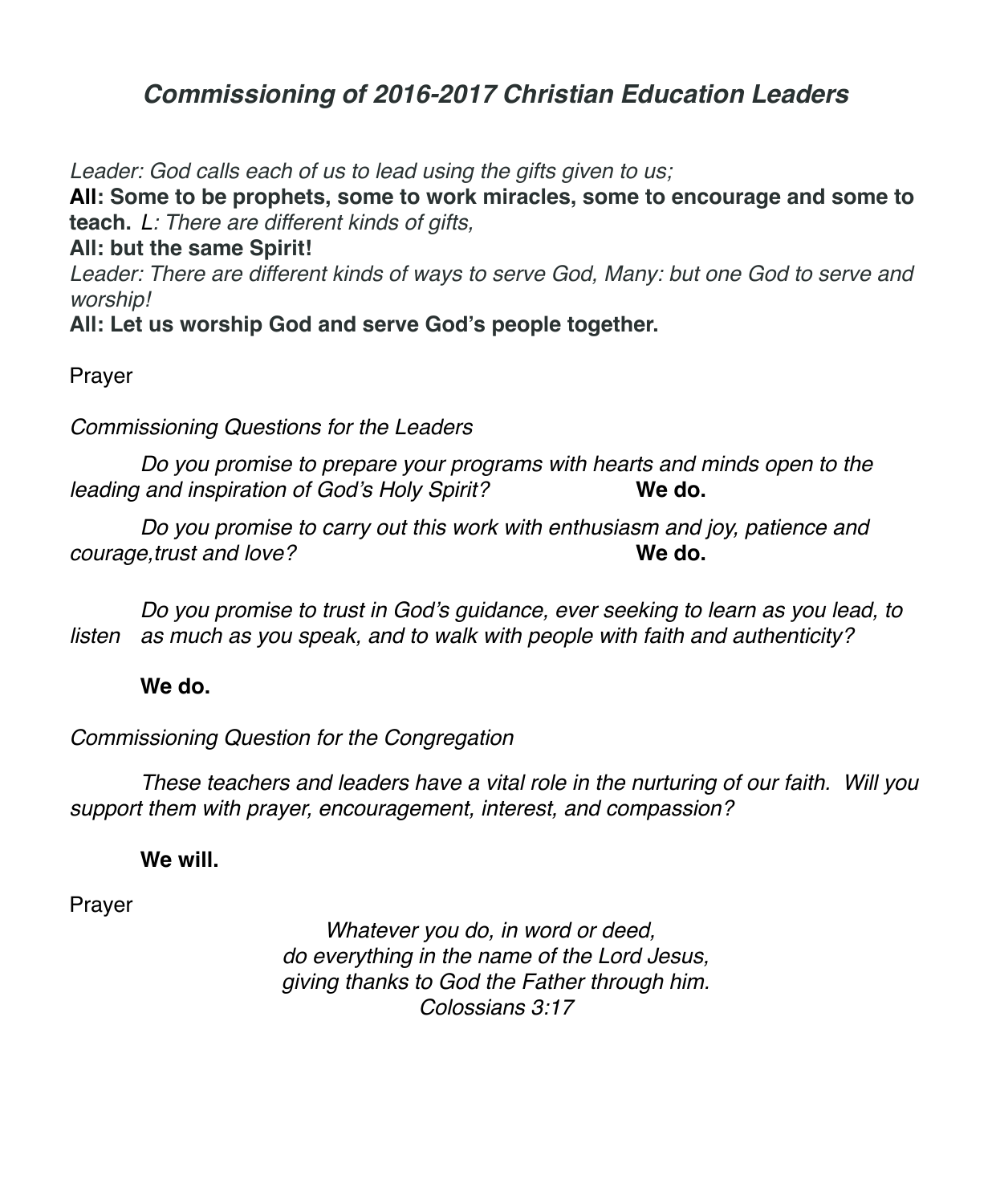# *Commissioning of 2016-2017 Christian Education Leaders*

*Leader: God calls each of us to lead using the gifts given to us;*
**All: Some to be prophets, some to work miracles, some to encourage and some to teach.** *L: There are different kinds of gifts,*
**All: but the same Spirit!**
*Leader: There are different kinds of ways to serve God, Many: but one God to serve and worship!*
**All: Let us worship God and serve God's people together.**

Prayer

*Commissioning Questions for the Leaders*

*Do you promise to prepare your programs with hearts and minds open to the leading and inspiration of God's Holy Spirit?* **We do.**

*Do you promise to carry out this work with enthusiasm and joy, patience and courage,trust and love?* **We do.**

*Do you promise to trust in God's guidance, ever seeking to learn as you lead, to listen as much as you speak, and to walk with people with faith and authenticity?*

**We do.**

*Commissioning Question for the Congregation*

*These teachers and leaders have a vital role in the nurturing of our faith. Will you support them with prayer, encouragement, interest, and compassion?*

**We will.**

Prayer

*Whatever you do, in word or deed,*
*do everything in the name of the Lord Jesus,*
*giving thanks to God the Father through him.*
*Colossians 3:17*